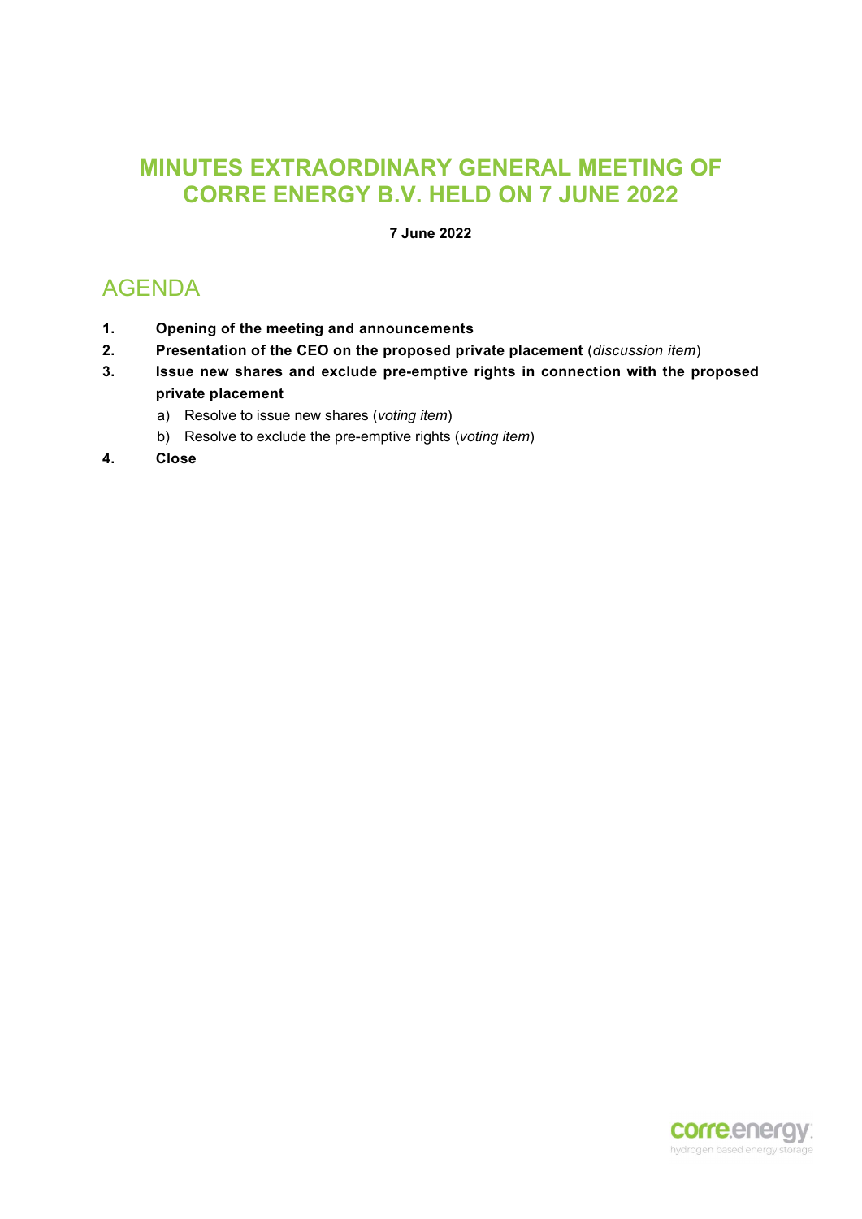# MINUTES EXTRAORDINARY GENERAL MEETING OF CORRE ENERGY B.V. HELD ON 7 JUNE 2022

**7 June 2022**

## AGENDA

1. **Opening of the meeting and announcements**
2. **Presentation of the CEO on the proposed private placement** (*discussion item*)
3. **Issue new shares and exclude pre-emptive rights in connection with the proposed private placement**
   a) Resolve to issue new shares (*voting item*)
   b) Resolve to exclude the pre-emptive rights (*voting item*)
4. **Close**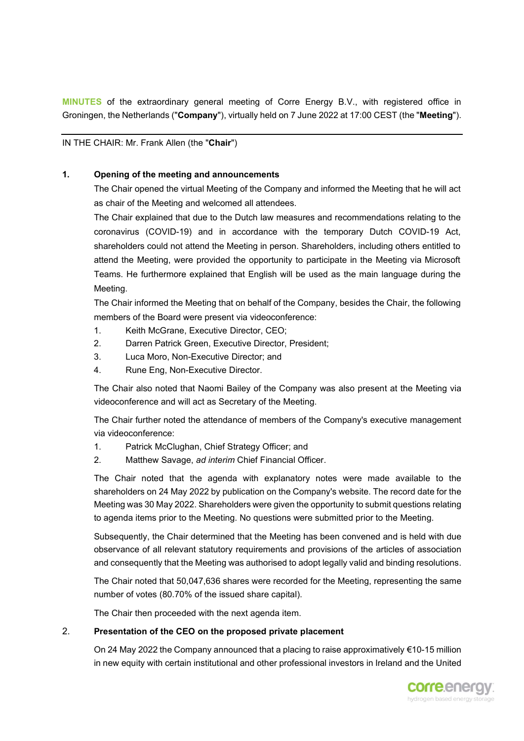**MINUTES** of the extraordinary general meeting of Corre Energy B.V., with registered office in Groningen, the Netherlands ("**Company**"), virtually held on 7 June 2022 at 17:00 CEST (the "**Meeting**").

---

IN THE CHAIR: Mr. Frank Allen (the "**Chair**")

## 1. Opening of the meeting and announcements

The Chair opened the virtual Meeting of the Company and informed the Meeting that he will act as chair of the Meeting and welcomed all attendees.

The Chair explained that due to the Dutch law measures and recommendations relating to the coronavirus (COVID-19) and in accordance with the temporary Dutch COVID-19 Act, shareholders could not attend the Meeting in person. Shareholders, including others entitled to attend the Meeting, were provided the opportunity to participate in the Meeting via Microsoft Teams. He furthermore explained that English will be used as the main language during the Meeting.

The Chair informed the Meeting that on behalf of the Company, besides the Chair, the following members of the Board were present via videoconference:

1. Keith McGrane, Executive Director, CEO;
2. Darren Patrick Green, Executive Director, President;
3. Luca Moro, Non-Executive Director; and
4. Rune Eng, Non-Executive Director.

The Chair also noted that Naomi Bailey of the Company was also present at the Meeting via videoconference and will act as Secretary of the Meeting.

The Chair further noted the attendance of members of the Company's executive management via videoconference:

1. Patrick McClughan, Chief Strategy Officer; and
2. Matthew Savage, *ad interim* Chief Financial Officer.

The Chair noted that the agenda with explanatory notes were made available to the shareholders on 24 May 2022 by publication on the Company's website. The record date for the Meeting was 30 May 2022. Shareholders were given the opportunity to submit questions relating to agenda items prior to the Meeting. No questions were submitted prior to the Meeting.

Subsequently, the Chair determined that the Meeting has been convened and is held with due observance of all relevant statutory requirements and provisions of the articles of association and consequently that the Meeting was authorised to adopt legally valid and binding resolutions.

The Chair noted that 50,047,636 shares were recorded for the Meeting, representing the same number of votes (80.70% of the issued share capital).

The Chair then proceeded with the next agenda item.

## 2. Presentation of the CEO on the proposed private placement

On 24 May 2022 the Company announced that a placing to raise approximatively €10-15 million in new equity with certain institutional and other professional investors in Ireland and the United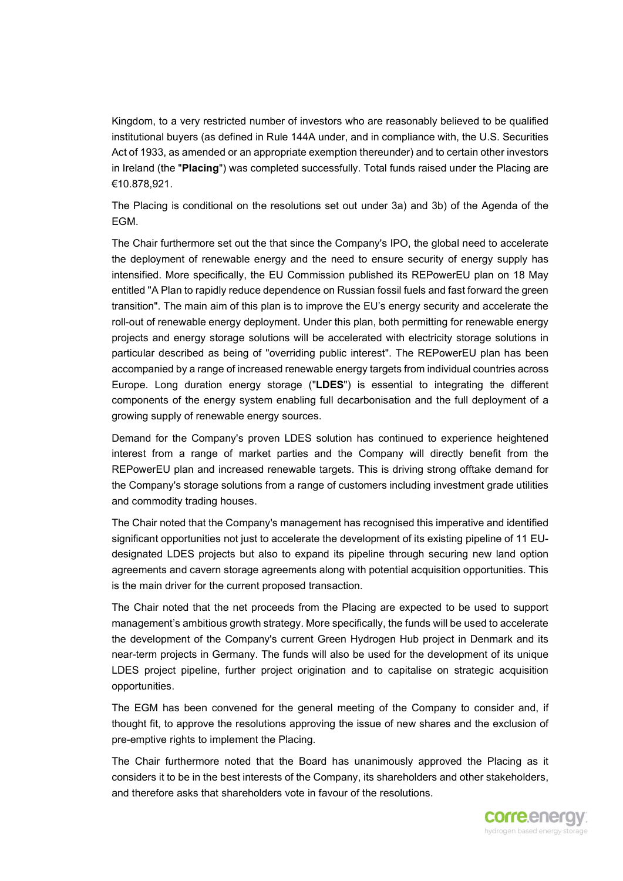Kingdom, to a very restricted number of investors who are reasonably believed to be qualified institutional buyers (as defined in Rule 144A under, and in compliance with, the U.S. Securities Act of 1933, as amended or an appropriate exemption thereunder) and to certain other investors in Ireland (the "**Placing**") was completed successfully. Total funds raised under the Placing are €10.878,921.

The Placing is conditional on the resolutions set out under 3a) and 3b) of the Agenda of the EGM.

The Chair furthermore set out the that since the Company's IPO, the global need to accelerate the deployment of renewable energy and the need to ensure security of energy supply has intensified. More specifically, the EU Commission published its REPowerEU plan on 18 May entitled "A Plan to rapidly reduce dependence on Russian fossil fuels and fast forward the green transition". The main aim of this plan is to improve the EU's energy security and accelerate the roll-out of renewable energy deployment. Under this plan, both permitting for renewable energy projects and energy storage solutions will be accelerated with electricity storage solutions in particular described as being of "overriding public interest". The REPowerEU plan has been accompanied by a range of increased renewable energy targets from individual countries across Europe. Long duration energy storage ("**LDES**") is essential to integrating the different components of the energy system enabling full decarbonisation and the full deployment of a growing supply of renewable energy sources.

Demand for the Company's proven LDES solution has continued to experience heightened interest from a range of market parties and the Company will directly benefit from the REPowerEU plan and increased renewable targets. This is driving strong offtake demand for the Company's storage solutions from a range of customers including investment grade utilities and commodity trading houses.

The Chair noted that the Company's management has recognised this imperative and identified significant opportunities not just to accelerate the development of its existing pipeline of 11 EU-designated LDES projects but also to expand its pipeline through securing new land option agreements and cavern storage agreements along with potential acquisition opportunities. This is the main driver for the current proposed transaction.

The Chair noted that the net proceeds from the Placing are expected to be used to support management's ambitious growth strategy. More specifically, the funds will be used to accelerate the development of the Company's current Green Hydrogen Hub project in Denmark and its near-term projects in Germany. The funds will also be used for the development of its unique LDES project pipeline, further project origination and to capitalise on strategic acquisition opportunities.

The EGM has been convened for the general meeting of the Company to consider and, if thought fit, to approve the resolutions approving the issue of new shares and the exclusion of pre-emptive rights to implement the Placing.

The Chair furthermore noted that the Board has unanimously approved the Placing as it considers it to be in the best interests of the Company, its shareholders and other stakeholders, and therefore asks that shareholders vote in favour of the resolutions.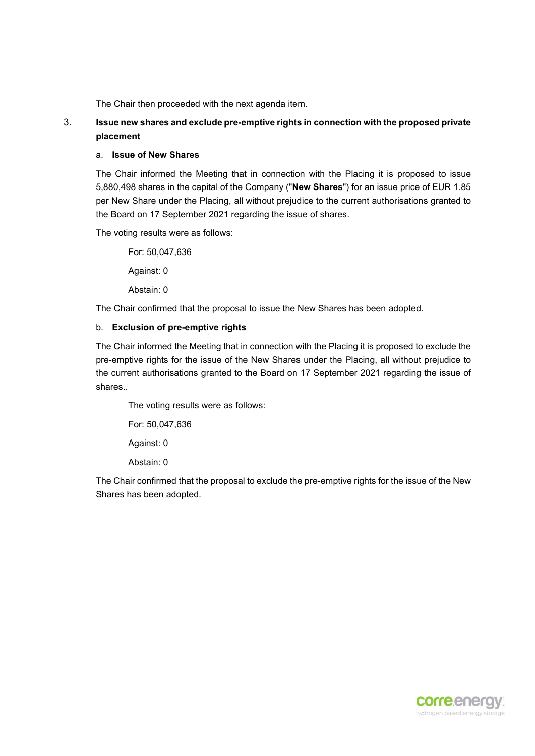The Chair then proceeded with the next agenda item.

3. **Issue new shares and exclude pre-emptive rights in connection with the proposed private placement**

a. **Issue of New Shares**

The Chair informed the Meeting that in connection with the Placing it is proposed to issue 5,880,498 shares in the capital of the Company ("**New Shares**") for an issue price of EUR 1.85 per New Share under the Placing, all without prejudice to the current authorisations granted to the Board on 17 September 2021 regarding the issue of shares.

The voting results were as follows:

For: 50,047,636

Against: 0

Abstain: 0

The Chair confirmed that the proposal to issue the New Shares has been adopted.

b. **Exclusion of pre-emptive rights**

The Chair informed the Meeting that in connection with the Placing it is proposed to exclude the pre-emptive rights for the issue of the New Shares under the Placing, all without prejudice to the current authorisations granted to the Board on 17 September 2021 regarding the issue of shares..

The voting results were as follows:

For: 50,047,636

Against: 0

Abstain: 0

The Chair confirmed that the proposal to exclude the pre-emptive rights for the issue of the New Shares has been adopted.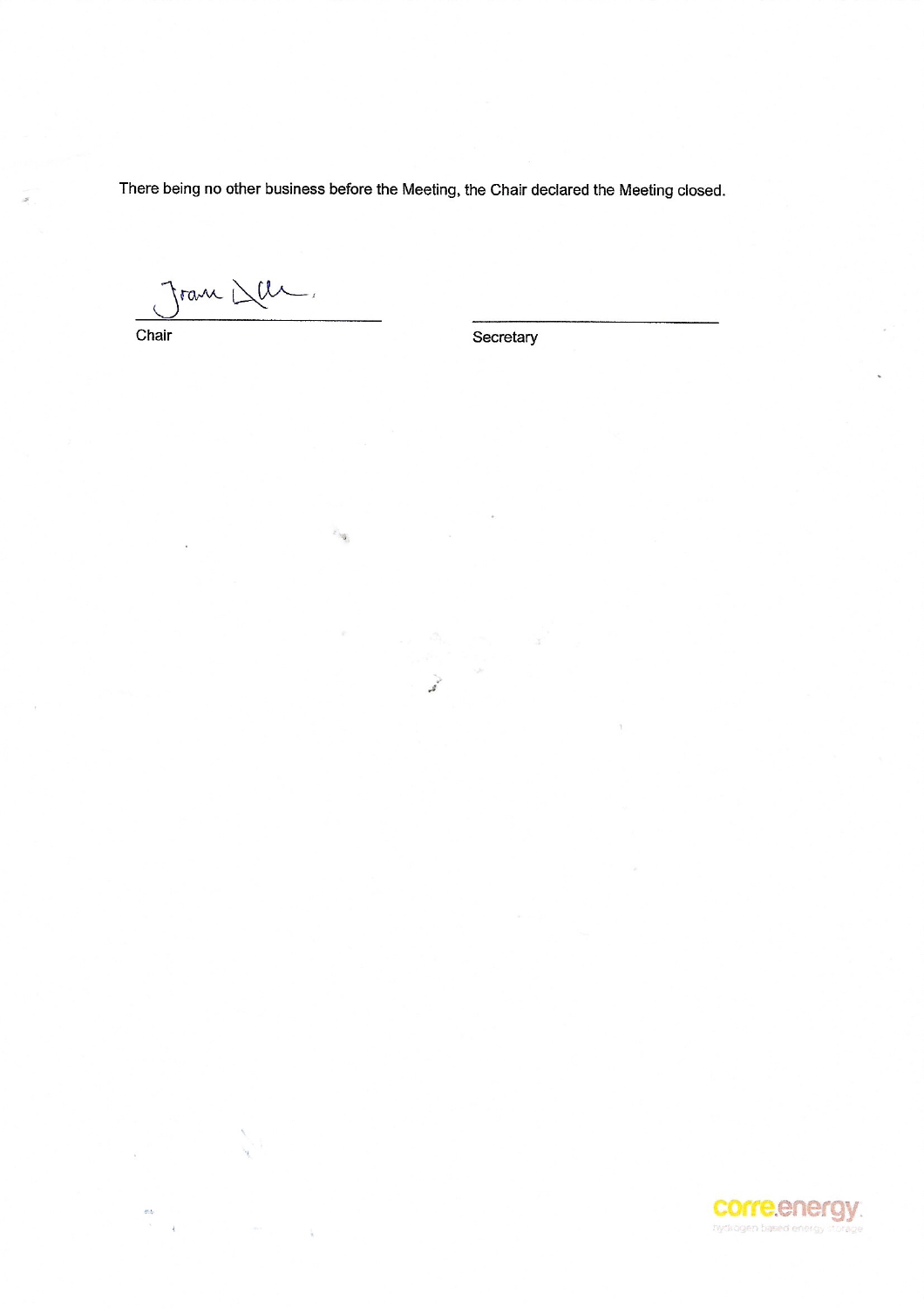There being no other business before the Meeting, the Chair declared the Meeting closed.

Chair

Secretary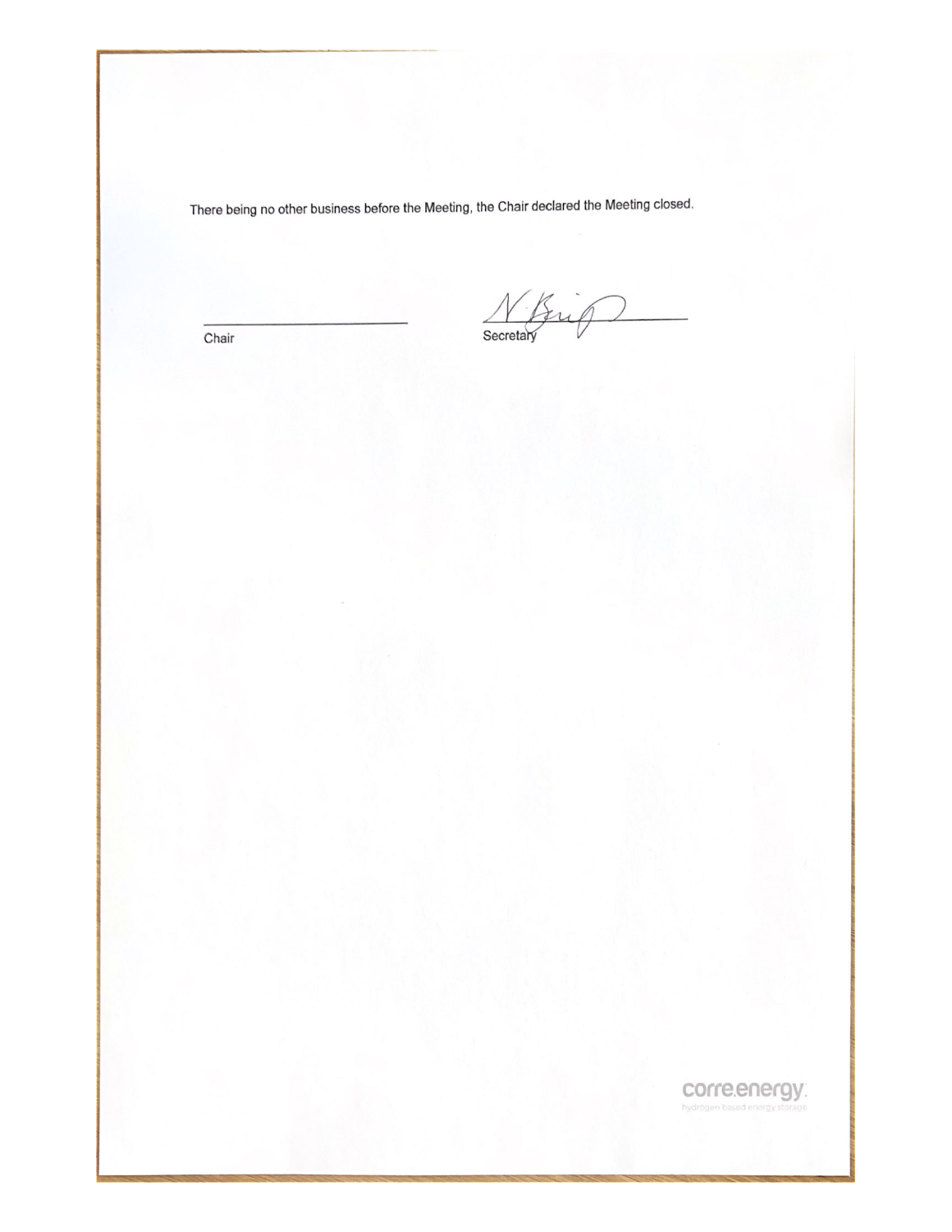There being no other business before the Meeting, the Chair declared the Meeting closed.

\_\_\_\_\_\_\_\_\_\_\_\_\_\_\_\_\_\_\_\_\_\_\_\_
Chair

\_\_\_\_\_\_\_\_\_\_\_\_\_\_\_\_\_\_\_\_\_\_\_\_
Secretary